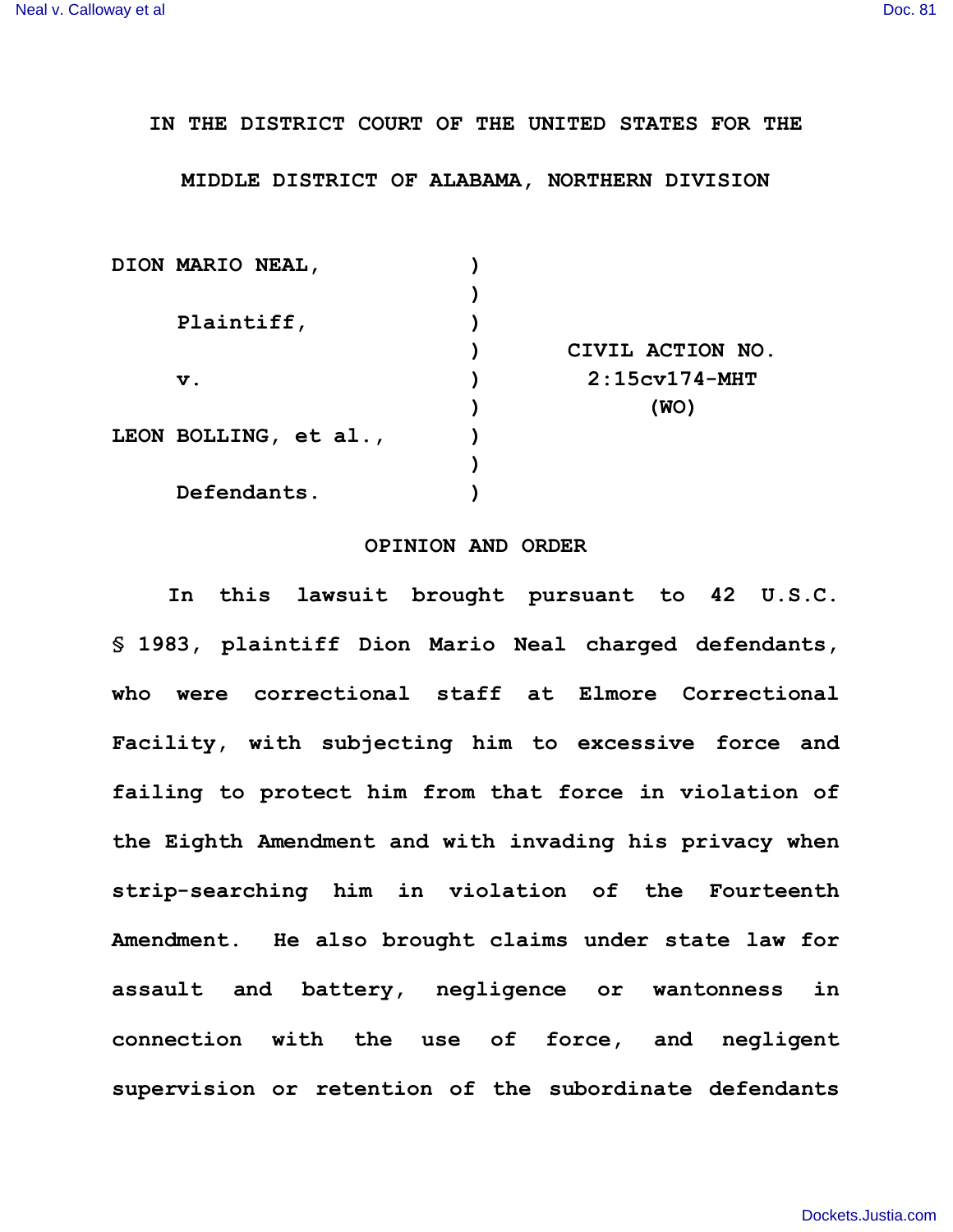IN THE DISTRICT COURT OF THE UNITED STATES FOR THE

MIDDLE DISTRICT OF ALABAMA, NORTHERN DIVISION

| | | |
|---|---|---|
| DION MARIO NEAL, | ) | |
| | ) | |
| Plaintiff, | ) | |
| | ) | CIVIL ACTION NO. |
| v. | ) | 2:15cv174-MHT |
| | ) | (WO) |
| LEON BOLLING, et al., | ) | |
| | ) | |
| Defendants. | ) | |

## OPINION AND ORDER

In this lawsuit brought pursuant to 42 U.S.C. § 1983, plaintiff Dion Mario Neal charged defendants, who were correctional staff at Elmore Correctional Facility, with subjecting him to excessive force and failing to protect him from that force in violation of the Eighth Amendment and with invading his privacy when strip-searching him in violation of the Fourteenth Amendment. He also brought claims under state law for assault and battery, negligence or wantonness in connection with the use of force, and negligent supervision or retention of the subordinate defendants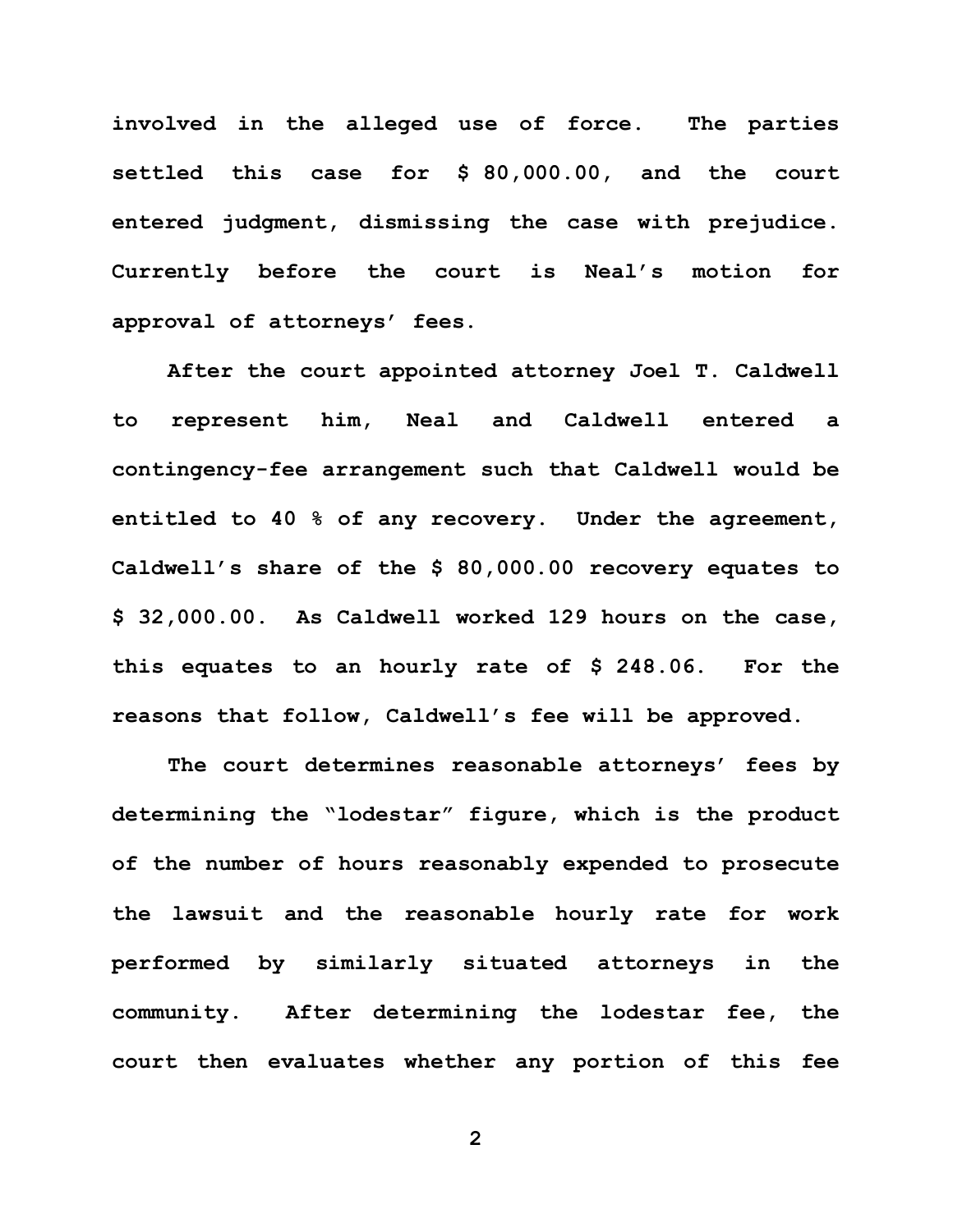involved in the alleged use of force. The parties settled this case for $ 80,000.00, and the court entered judgment, dismissing the case with prejudice. Currently before the court is Neal's motion for approval of attorneys' fees.

After the court appointed attorney Joel T. Caldwell to represent him, Neal and Caldwell entered a contingency-fee arrangement such that Caldwell would be entitled to 40 % of any recovery. Under the agreement, Caldwell's share of the $ 80,000.00 recovery equates to $ 32,000.00. As Caldwell worked 129 hours on the case, this equates to an hourly rate of $ 248.06. For the reasons that follow, Caldwell's fee will be approved.

The court determines reasonable attorneys' fees by determining the "lodestar" figure, which is the product of the number of hours reasonably expended to prosecute the lawsuit and the reasonable hourly rate for work performed by similarly situated attorneys in the community. After determining the lodestar fee, the court then evaluates whether any portion of this fee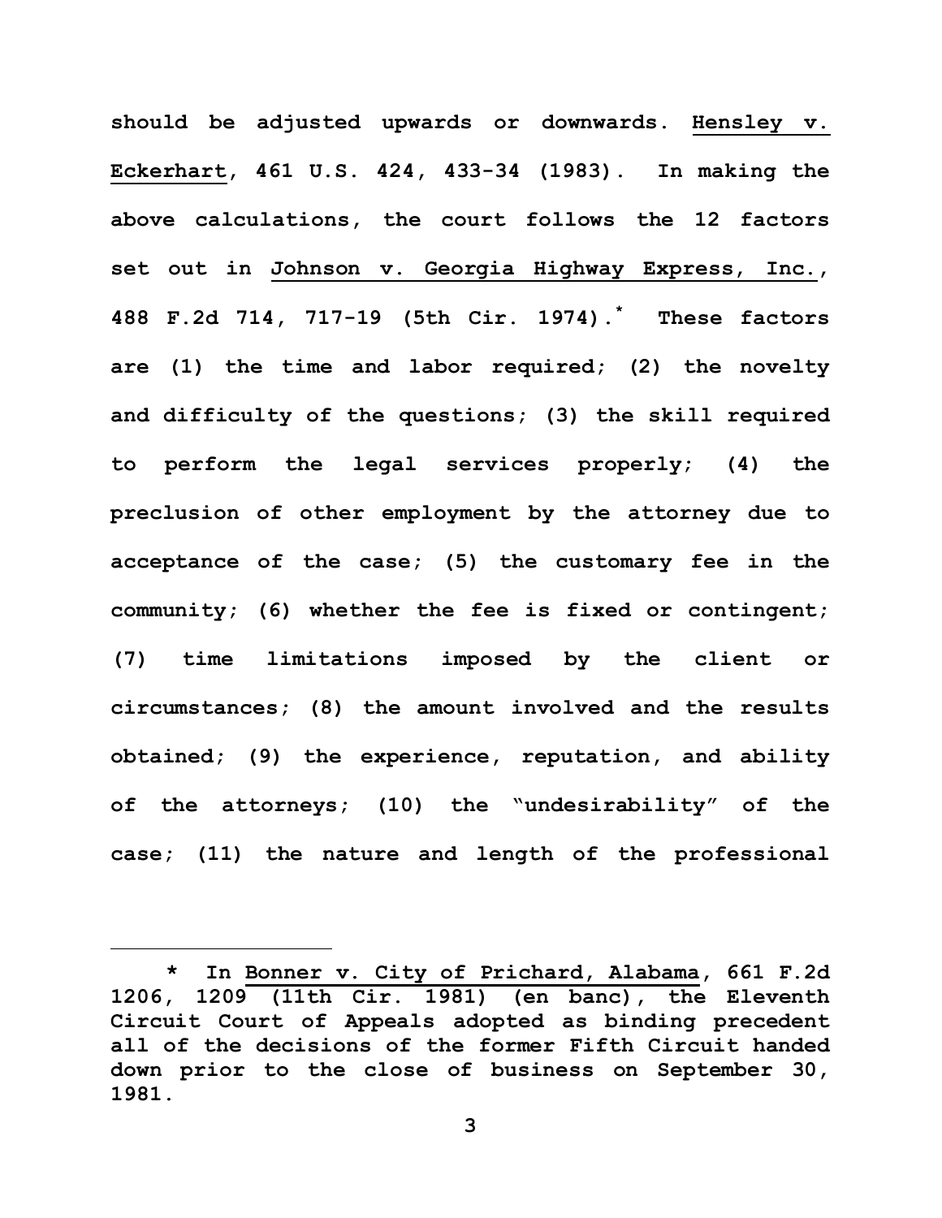should be adjusted upwards or downwards. Hensley v. Eckerhart, 461 U.S. 424, 433-34 (1983). In making the above calculations, the court follows the 12 factors set out in Johnson v. Georgia Highway Express, Inc., 488 F.2d 714, 717-19 (5th Cir. 1974).* These factors are (1) the time and labor required; (2) the novelty and difficulty of the questions; (3) the skill required to perform the legal services properly; (4) the preclusion of other employment by the attorney due to acceptance of the case; (5) the customary fee in the community; (6) whether the fee is fixed or contingent; (7) time limitations imposed by the client or circumstances; (8) the amount involved and the results obtained; (9) the experience, reputation, and ability of the attorneys; (10) the "undesirability" of the case; (11) the nature and length of the professional

---

\* In Bonner v. City of Prichard, Alabama, 661 F.2d 1206, 1209 (11th Cir. 1981) (en banc), the Eleventh Circuit Court of Appeals adopted as binding precedent all of the decisions of the former Fifth Circuit handed down prior to the close of business on September 30, 1981.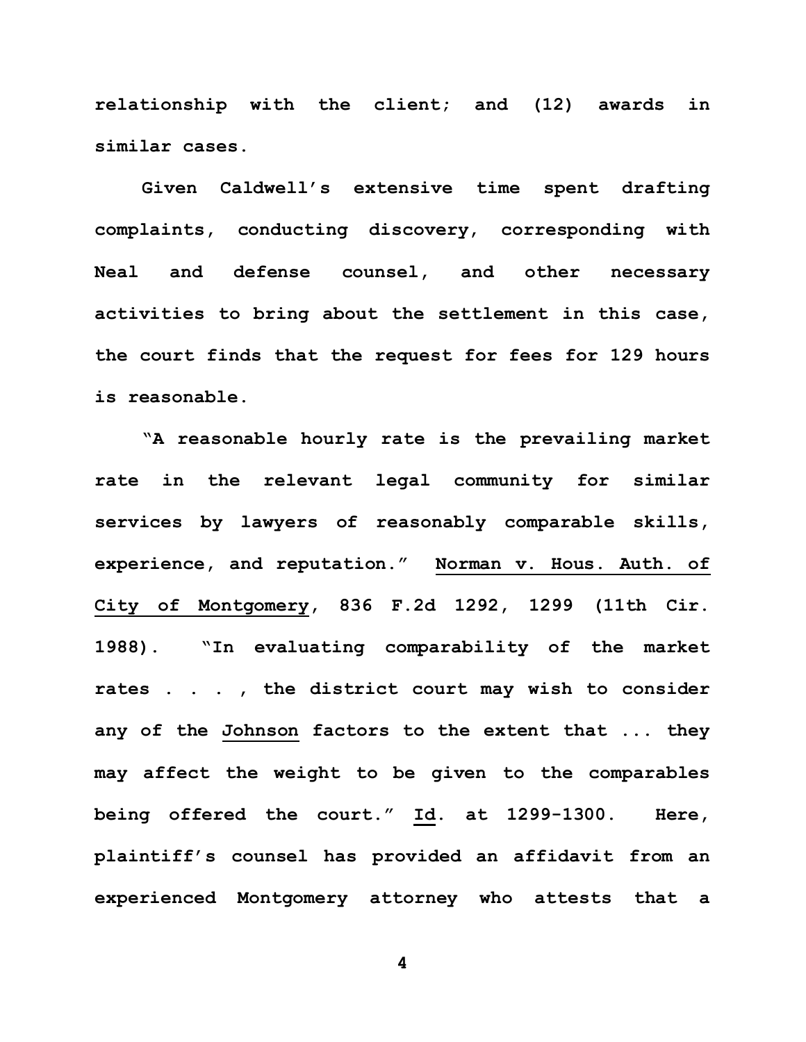relationship with the client; and (12) awards in similar cases.

Given Caldwell's extensive time spent drafting complaints, conducting discovery, corresponding with Neal and defense counsel, and other necessary activities to bring about the settlement in this case, the court finds that the request for fees for 129 hours is reasonable.

"A reasonable hourly rate is the prevailing market rate in the relevant legal community for similar services by lawyers of reasonably comparable skills, experience, and reputation." Norman v. Hous. Auth. of City of Montgomery, 836 F.2d 1292, 1299 (11th Cir. 1988). "In evaluating comparability of the market rates . . . , the district court may wish to consider any of the Johnson factors to the extent that ... they may affect the weight to be given to the comparables being offered the court." Id. at 1299-1300. Here, plaintiff's counsel has provided an affidavit from an experienced Montgomery attorney who attests that a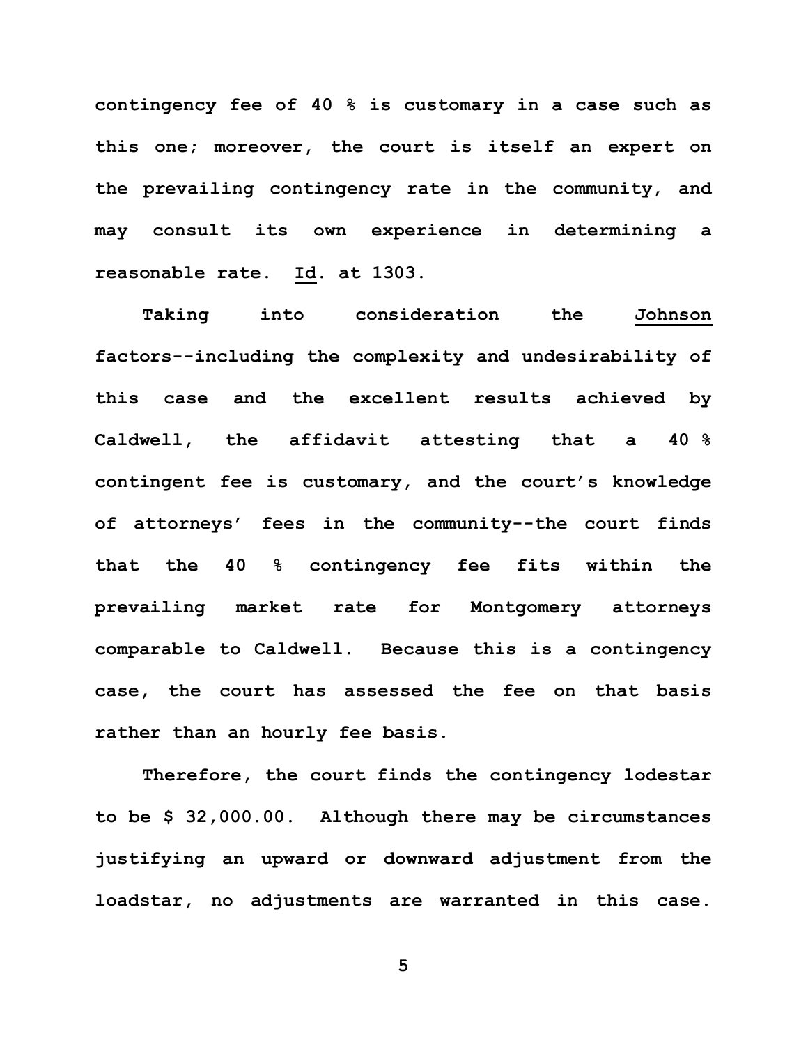contingency fee of 40 % is customary in a case such as this one; moreover, the court is itself an expert on the prevailing contingency rate in the community, and may consult its own experience in determining a reasonable rate. Id. at 1303.

Taking into consideration the Johnson factors--including the complexity and undesirability of this case and the excellent results achieved by Caldwell, the affidavit attesting that a 40 % contingent fee is customary, and the court's knowledge of attorneys' fees in the community--the court finds that the 40 % contingency fee fits within the prevailing market rate for Montgomery attorneys comparable to Caldwell. Because this is a contingency case, the court has assessed the fee on that basis rather than an hourly fee basis.

Therefore, the court finds the contingency lodestar to be $ 32,000.00. Although there may be circumstances justifying an upward or downward adjustment from the loadstar, no adjustments are warranted in this case.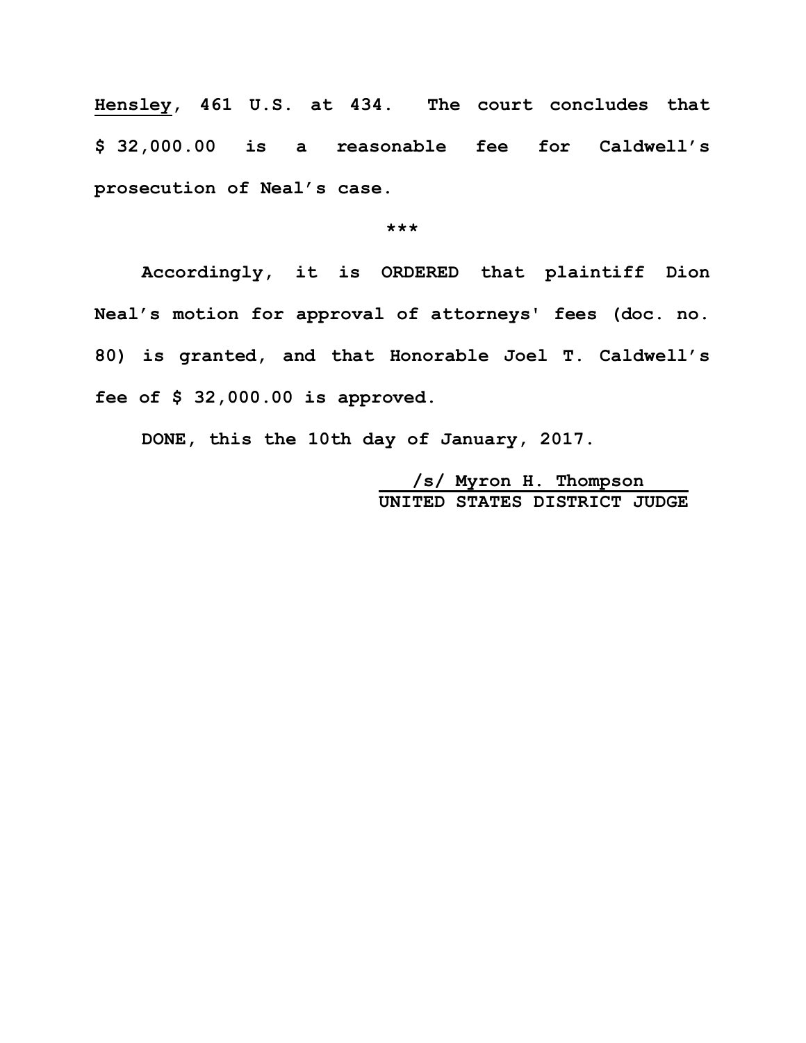**<u>Hensley</u>, 461 U.S. at 434. The court concludes that $ 32,000.00 is a reasonable fee for Caldwell's prosecution of Neal's case.**

**\*\*\***

**Accordingly, it is ORDERED that plaintiff Dion Neal's motion for approval of attorneys' fees (doc. no. 80) is granted, and that Honorable Joel T. Caldwell's fee of $ 32,000.00 is approved.**

**DONE, this the 10th day of January, 2017.**

**/s/ Myron H. Thompson**
**UNITED STATES DISTRICT JUDGE**